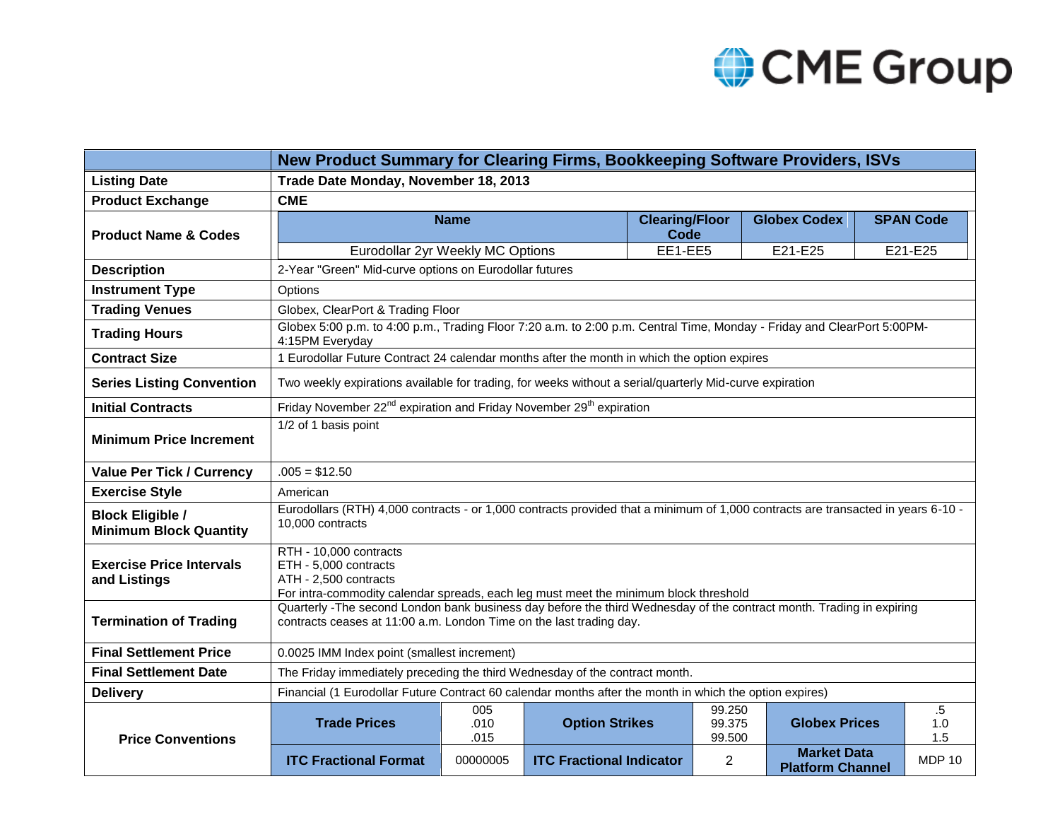| | New Product Summary for Clearing Firms, Bookkeeping Software Providers, ISVs | | | | | |
|---|---|---|---|---|---|---|
| **Listing Date** | **Trade Date Monday, November 18, 2013** | | | | | |
| **Product Exchange** | **CME** | | | | | |
| **Product Name & Codes** | **Name** | | **Clearing/Floor Code** | | **Globex Codex** | **SPAN Code** |
| | Eurodollar 2yr Weekly MC Options | | EE1-EE5 | | E21-E25 | E21-E25 |
| **Description** | 2-Year "Green" Mid-curve options on Eurodollar futures | | | | | |
| **Instrument Type** | Options | | | | | |
| **Trading Venues** | Globex, ClearPort & Trading Floor | | | | | |
| **Trading Hours** | Globex 5:00 p.m. to 4:00 p.m., Trading Floor 7:20 a.m. to 2:00 p.m. Central Time, Monday - Friday and ClearPort 5:00PM-4:15PM Everyday | | | | | |
| **Contract Size** | 1 Eurodollar Future Contract 24 calendar months after the month in which the option expires | | | | | |
| **Series Listing Convention** | Two weekly expirations available for trading, for weeks without a serial/quarterly Mid-curve expiration | | | | | |
| **Initial Contracts** | Friday November 22nd expiration and Friday November 29th expiration | | | | | |
| **Minimum Price Increment** | 1/2 of 1 basis point | | | | | |
| **Value Per Tick / Currency** | .005 = $12.50 | | | | | |
| **Exercise Style** | American | | | | | |
| **Block Eligible / Minimum Block Quantity** | Eurodollars (RTH) 4,000 contracts - or 1,000 contracts provided that a minimum of 1,000 contracts are transacted in years 6-10 - 10,000 contracts | | | | | |
| **Exercise Price Intervals and Listings** | RTH - 10,000 contracts<br>ETH - 5,000 contracts<br>ATH - 2,500 contracts<br>For intra-commodity calendar spreads, each leg must meet the minimum block threshold | | | | | |
| **Termination of Trading** | Quarterly -The second London bank business day before the third Wednesday of the contract month. Trading in expiring contracts ceases at 11:00 a.m. London Time on the last trading day. | | | | | |
| **Final Settlement Price** | 0.0025 IMM Index point (smallest increment) | | | | | |
| **Final Settlement Date** | The Friday immediately preceding the third Wednesday of the contract month. | | | | | |
| **Delivery** | Financial (1 Eurodollar Future Contract 60 calendar months after the month in which the option expires) | | | | | |
| **Price Conventions** | **Trade Prices** | 005<br>.010<br>.015 | **Option Strikes** | 99.250<br>99.375<br>99.500 | **Globex Prices** | .5<br>1.0<br>1.5 |
| | **ITC Fractional Format** | 00000005 | **ITC Fractional Indicator** | 2 | **Market Data Platform Channel** | MDP 10 |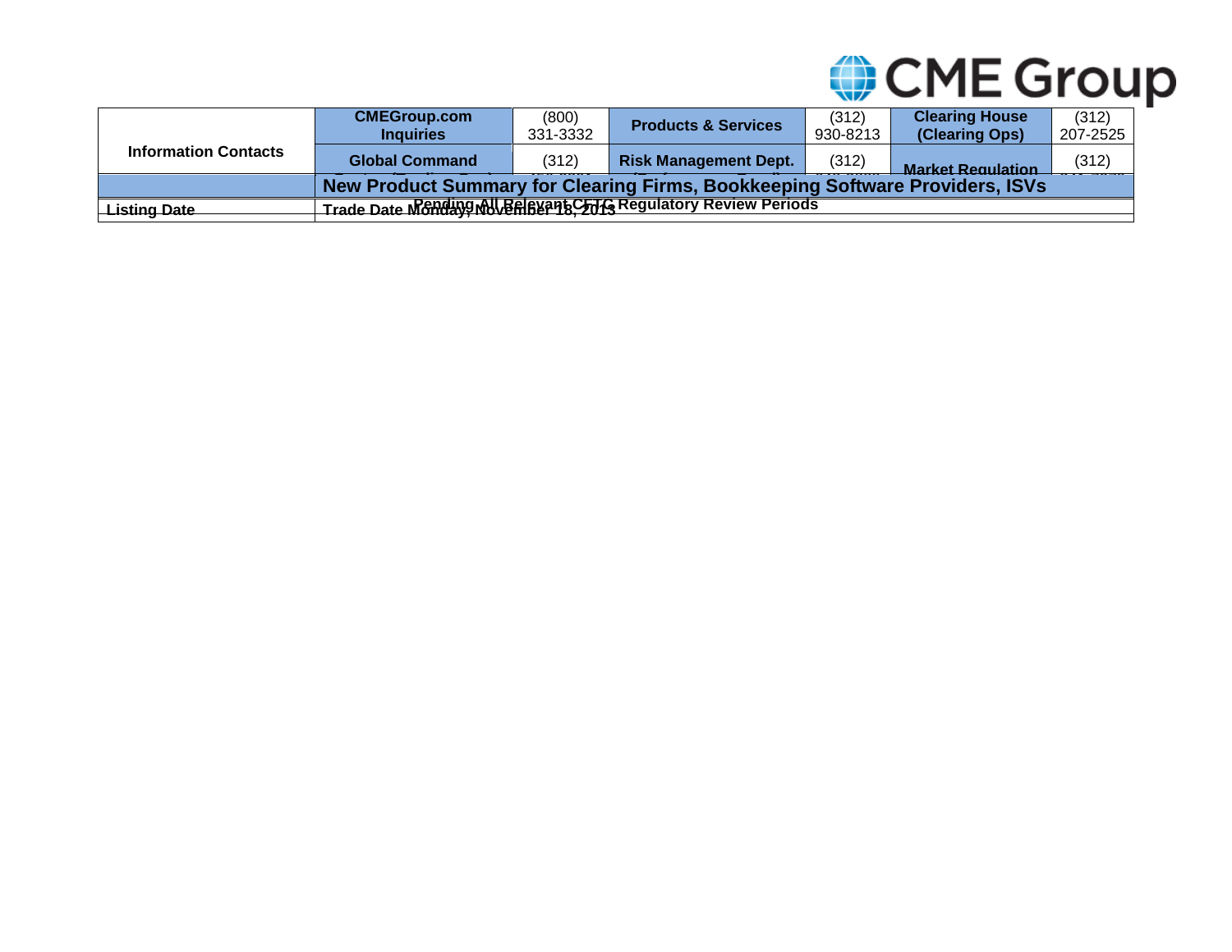| Information Contacts | CMEGroup.com Inquiries | (800) 331-3332 | Products & Services | (312) 930-8213 | Clearing House (Clearing Ops) | (312) 207-2525 |
|---|---|---|---|---|---|---|
| | Global Command | (312) | Risk Management Dept. | (312) | Market Regulation | (312) |
| | **New Product Summary for Clearing Firms, Bookkeeping Software Providers, ISVs** | | | | | |
| Listing Date | Trade Date Monday, November 18, 2013 Pending All Relevant CFTC Regulatory Review Periods | | | | | |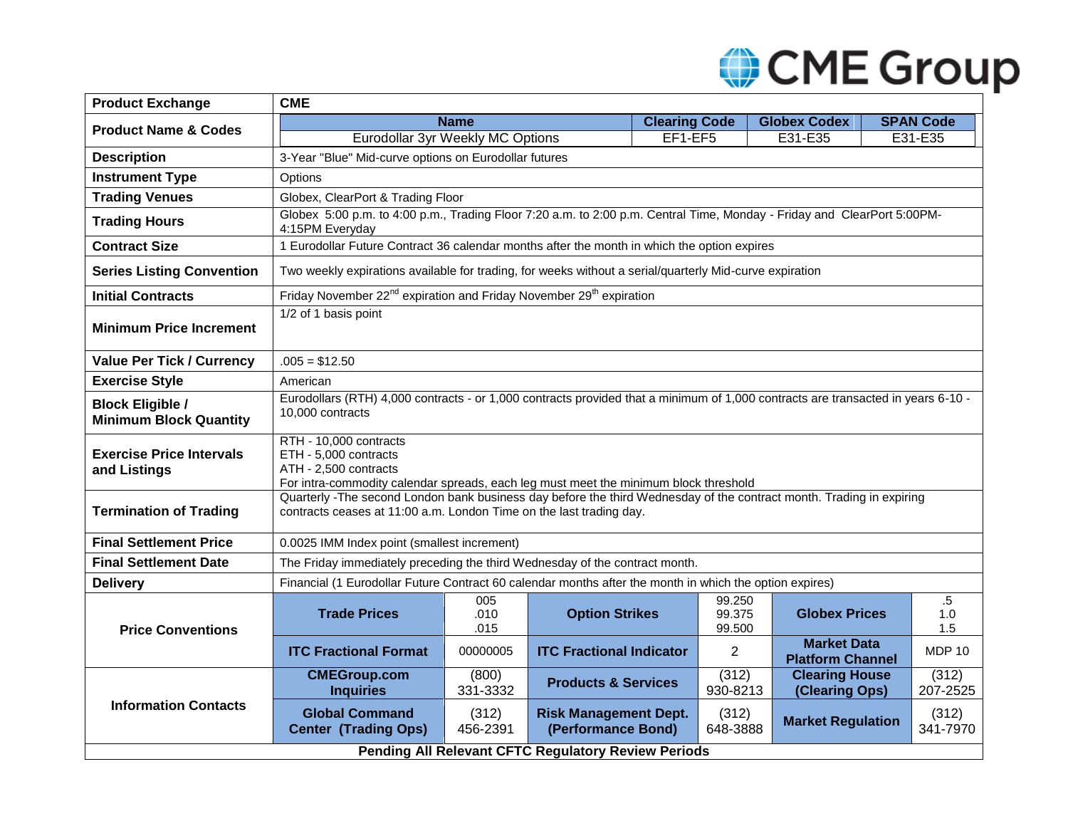| Product Exchange | CME | | | | | |
|---|---|---|---|---|---|---|
| **Product Name & Codes** | **Name** | | | **Clearing Code** | **Globex Codex** | **SPAN Code** |
| | Eurodollar 3yr Weekly MC Options | | | EF1-EF5 | E31-E35 | E31-E35 |
| **Description** | 3-Year "Blue" Mid-curve options on Eurodollar futures | | | | | |
| **Instrument Type** | Options | | | | | |
| **Trading Venues** | Globex, ClearPort & Trading Floor | | | | | |
| **Trading Hours** | Globex 5:00 p.m. to 4:00 p.m., Trading Floor 7:20 a.m. to 2:00 p.m. Central Time, Monday - Friday and ClearPort 5:00PM-4:15PM Everyday | | | | | |
| **Contract Size** | 1 Eurodollar Future Contract 36 calendar months after the month in which the option expires | | | | | |
| **Series Listing Convention** | Two weekly expirations available for trading, for weeks without a serial/quarterly Mid-curve expiration | | | | | |
| **Initial Contracts** | Friday November 22nd expiration and Friday November 29th expiration | | | | | |
| **Minimum Price Increment** | 1/2 of 1 basis point | | | | | |
| **Value Per Tick / Currency** | .005 = $12.50 | | | | | |
| **Exercise Style** | American | | | | | |
| **Block Eligible / Minimum Block Quantity** | Eurodollars (RTH) 4,000 contracts - or 1,000 contracts provided that a minimum of 1,000 contracts are transacted in years 6-10 - 10,000 contracts | | | | | |
| **Exercise Price Intervals and Listings** | RTH - 10,000 contracts<br>ETH - 5,000 contracts<br>ATH - 2,500 contracts<br>For intra-commodity calendar spreads, each leg must meet the minimum block threshold | | | | | |
| **Termination of Trading** | Quarterly -The second London bank business day before the third Wednesday of the contract month. Trading in expiring contracts ceases at 11:00 a.m. London Time on the last trading day. | | | | | |
| **Final Settlement Price** | 0.0025 IMM Index point (smallest increment) | | | | | |
| **Final Settlement Date** | The Friday immediately preceding the third Wednesday of the contract month. | | | | | |
| **Delivery** | Financial (1 Eurodollar Future Contract 60 calendar months after the month in which the option expires) | | | | | |
| **Price Conventions** | **Trade Prices** | 005<br>.010<br>.015 | **Option Strikes** | 99.250<br>99.375<br>99.500 | **Globex Prices** | .5<br>1.0<br>1.5 |
| | **ITC Fractional Format** | 00000005 | **ITC Fractional Indicator** | 2 | **Market Data Platform Channel** | MDP 10 |
| **Information Contacts** | **CMEGroup.com Inquiries** | (800) 331-3332 | **Products & Services** | (312) 930-8213 | **Clearing House (Clearing Ops)** | (312) 207-2525 |
| | **Global Command Center (Trading Ops)** | (312) 456-2391 | **Risk Management Dept. (Performance Bond)** | (312) 648-3888 | **Market Regulation** | (312) 341-7970 |

**Pending All Relevant CFTC Regulatory Review Periods**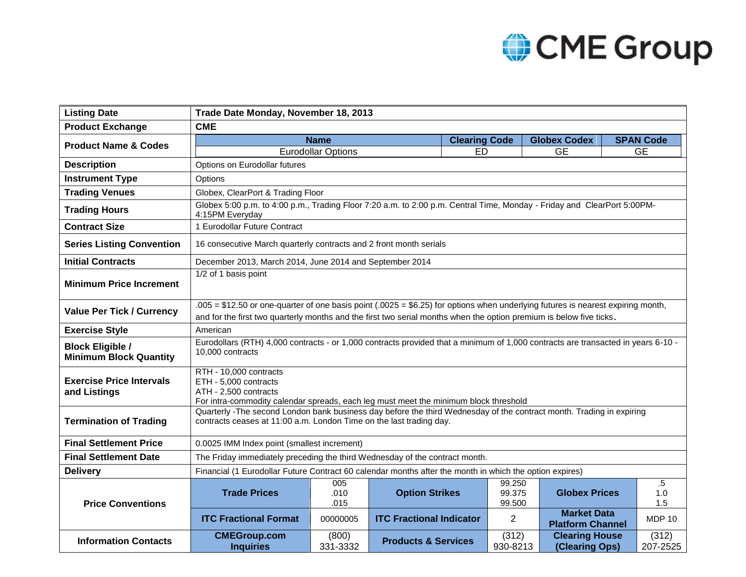| Field | Details | | | | | |
|---|---|---|---|---|---|---|
| **Listing Date** | **Trade Date Monday, November 18, 2013** | | | | | |
| **Product Exchange** | **CME** | | | | | |
| **Product Name & Codes** | **Name** | | **Clearing Code** | **Globex Codex** | **SPAN Code** | |
| | Eurodollar Options | | ED | GE | GE | |
| **Description** | Options on Eurodollar futures | | | | | |
| **Instrument Type** | Options | | | | | |
| **Trading Venues** | Globex, ClearPort & Trading Floor | | | | | |
| **Trading Hours** | Globex 5:00 p.m. to 4:00 p.m., Trading Floor 7:20 a.m. to 2:00 p.m. Central Time, Monday - Friday and ClearPort 5:00PM-4:15PM Everyday | | | | | |
| **Contract Size** | 1 Eurodollar Future Contract | | | | | |
| **Series Listing Convention** | 16 consecutive March quarterly contracts and 2 front month serials | | | | | |
| **Initial Contracts** | December 2013, March 2014, June 2014 and September 2014 | | | | | |
| **Minimum Price Increment** | 1/2 of 1 basis point | | | | | |
| **Value Per Tick / Currency** | .005 = $12.50 or one-quarter of one basis point (.0025 = $6.25) for options when underlying futures is nearest expiring month, and for the first two quarterly months and the first two serial months when the option premium is below five ticks. | | | | | |
| **Exercise Style** | American | | | | | |
| **Block Eligible / Minimum Block Quantity** | Eurodollars (RTH) 4,000 contracts - or 1,000 contracts provided that a minimum of 1,000 contracts are transacted in years 6-10 - 10,000 contracts | | | | | |
| **Exercise Price Intervals and Listings** | RTH - 10,000 contracts<br>ETH - 5,000 contracts<br>ATH - 2,500 contracts<br>For intra-commodity calendar spreads, each leg must meet the minimum block threshold | | | | | |
| **Termination of Trading** | Quarterly -The second London bank business day before the third Wednesday of the contract month. Trading in expiring contracts ceases at 11:00 a.m. London Time on the last trading day. | | | | | |
| **Final Settlement Price** | 0.0025 IMM Index point (smallest increment) | | | | | |
| **Final Settlement Date** | The Friday immediately preceding the third Wednesday of the contract month. | | | | | |
| **Delivery** | Financial (1 Eurodollar Future Contract 60 calendar months after the month in which the option expires) | | | | | |
| **Price Conventions** | **Trade Prices** | 005<br>.010<br>.015 | **Option Strikes** | 99.250<br>99.375<br>99.500 | **Globex Prices** | .5<br>1.0<br>1.5 |
| | **ITC Fractional Format** | 00000005 | **ITC Fractional Indicator** | 2 | **Market Data Platform Channel** | MDP 10 |
| **Information Contacts** | **CMEGroup.com Inquiries** | (800) 331-3332 | **Products & Services** | (312) 930-8213 | **Clearing House (Clearing Ops)** | (312) 207-2525 |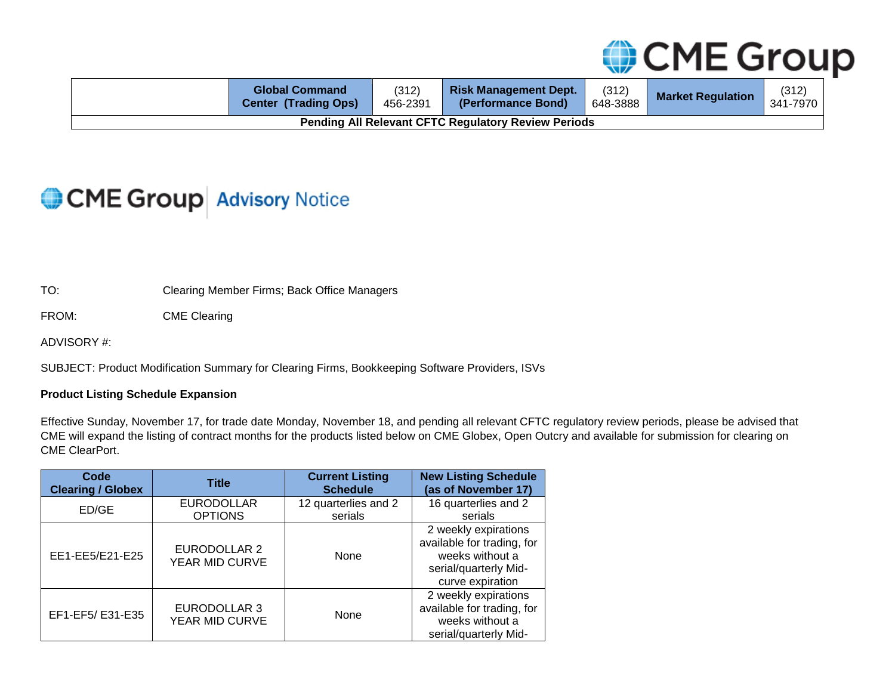| | Global Command Center (Trading Ops) | (312) 456-2391 | Risk Management Dept. (Performance Bond) | (312) 648-3888 | Market Regulation | (312) 341-7970 |
|---|---|---|---|---|---|---|
| Pending All Relevant CFTC Regulatory Review Periods | | | | | | |

# CME Group Advisory Notice

TO: Clearing Member Firms; Back Office Managers

FROM: CME Clearing

ADVISORY #:

SUBJECT: Product Modification Summary for Clearing Firms, Bookkeeping Software Providers, ISVs

**Product Listing Schedule Expansion**

Effective Sunday, November 17, for trade date Monday, November 18, and pending all relevant CFTC regulatory review periods, please be advised that CME will expand the listing of contract months for the products listed below on CME Globex, Open Outcry and available for submission for clearing on CME ClearPort.

| Code Clearing / Globex | Title | Current Listing Schedule | New Listing Schedule (as of November 17) |
|---|---|---|---|
| ED/GE | EURODOLLAR OPTIONS | 12 quarterlies and 2 serials | 16 quarterlies and 2 serials |
| EE1-EE5/E21-E25 | EURODOLLAR 2 YEAR MID CURVE | None | 2 weekly expirations available for trading, for weeks without a serial/quarterly Mid-curve expiration |
| EF1-EF5/ E31-E35 | EURODOLLAR 3 YEAR MID CURVE | None | 2 weekly expirations available for trading, for weeks without a serial/quarterly Mid- |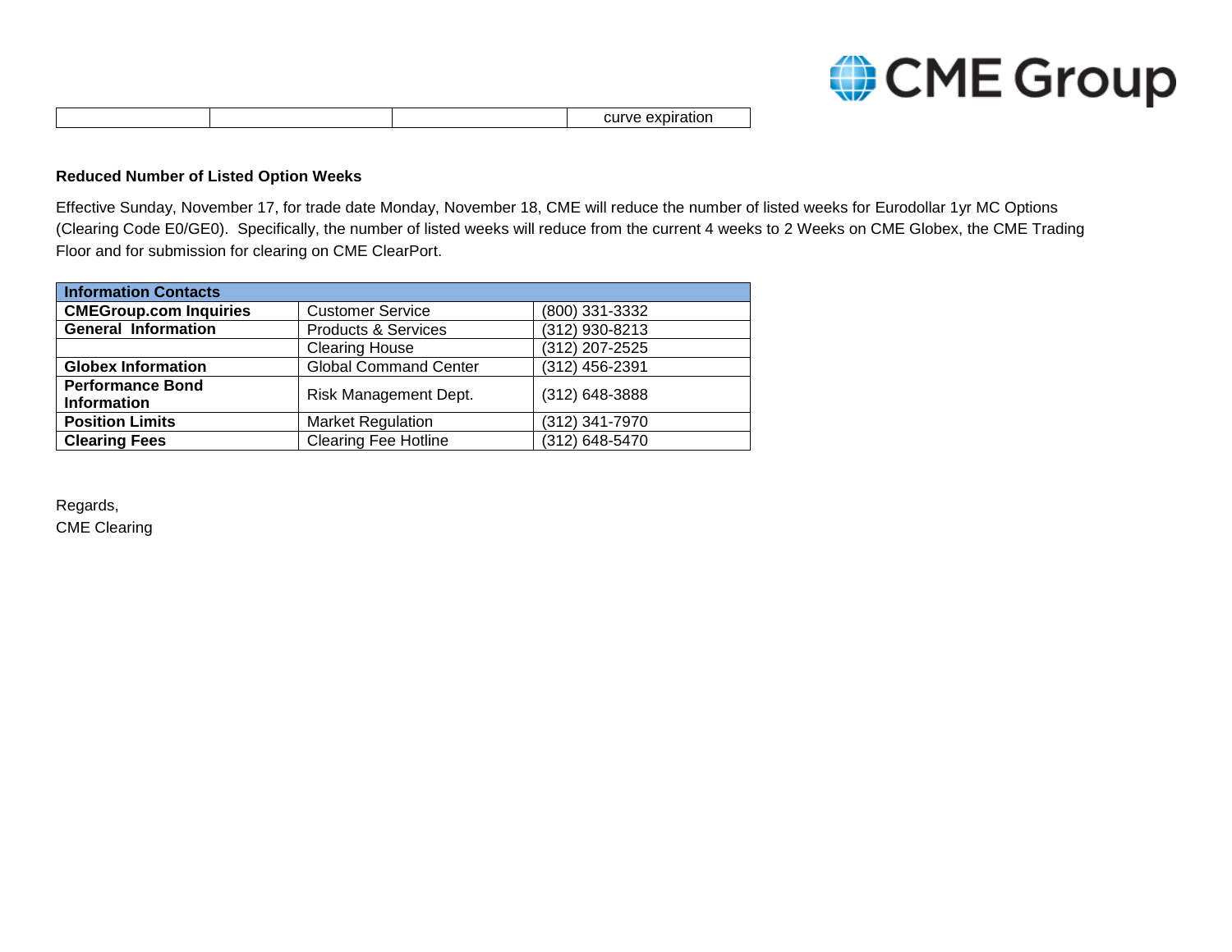| | | | |
|---|---|---|---|
| | | | curve expiration |

**Reduced Number of Listed Option Weeks**

Effective Sunday, November 17, for trade date Monday, November 18, CME will reduce the number of listed weeks for Eurodollar 1yr MC Options (Clearing Code E0/GE0). Specifically, the number of listed weeks will reduce from the current 4 weeks to 2 Weeks on CME Globex, the CME Trading Floor and for submission for clearing on CME ClearPort.

| Information Contacts | | |
|---|---|---|
| **CMEGroup.com Inquiries** | Customer Service | (800) 331-3332 |
| **General Information** | Products & Services | (312) 930-8213 |
| | Clearing House | (312) 207-2525 |
| **Globex Information** | Global Command Center | (312) 456-2391 |
| **Performance Bond Information** | Risk Management Dept. | (312) 648-3888 |
| **Position Limits** | Market Regulation | (312) 341-7970 |
| **Clearing Fees** | Clearing Fee Hotline | (312) 648-5470 |

Regards,
CME Clearing